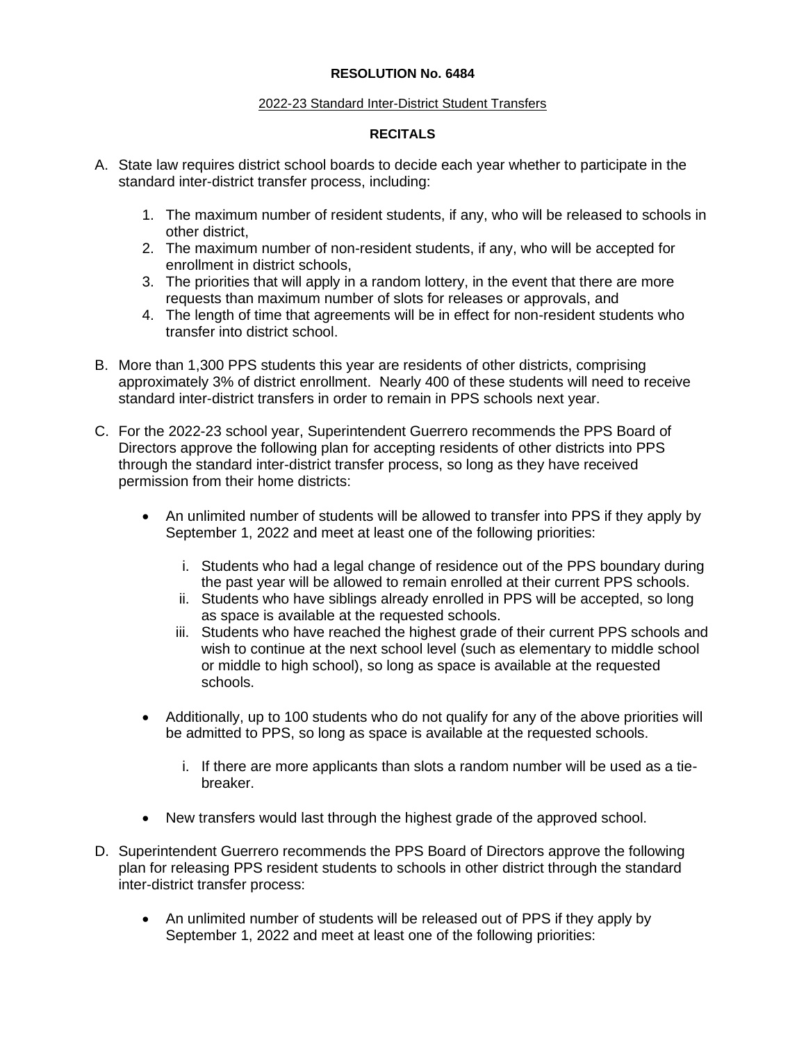**RESOLUTION No. 6484**

2022-23 Standard Inter-District Student Transfers

**RECITALS**

A. State law requires district school boards to decide each year whether to participate in the standard inter-district transfer process, including:

   1. The maximum number of resident students, if any, who will be released to schools in other district,
   2. The maximum number of non-resident students, if any, who will be accepted for enrollment in district schools,
   3. The priorities that will apply in a random lottery, in the event that there are more requests than maximum number of slots for releases or approvals, and
   4. The length of time that agreements will be in effect for non-resident students who transfer into district school.

B. More than 1,300 PPS students this year are residents of other districts, comprising approximately 3% of district enrollment. Nearly 400 of these students will need to receive standard inter-district transfers in order to remain in PPS schools next year.

C. For the 2022-23 school year, Superintendent Guerrero recommends the PPS Board of Directors approve the following plan for accepting residents of other districts into PPS through the standard inter-district transfer process, so long as they have received permission from their home districts:

   - An unlimited number of students will be allowed to transfer into PPS if they apply by September 1, 2022 and meet at least one of the following priorities:

      i. Students who had a legal change of residence out of the PPS boundary during the past year will be allowed to remain enrolled at their current PPS schools.
      ii. Students who have siblings already enrolled in PPS will be accepted, so long as space is available at the requested schools.
      iii. Students who have reached the highest grade of their current PPS schools and wish to continue at the next school level (such as elementary to middle school or middle to high school), so long as space is available at the requested schools.

   - Additionally, up to 100 students who do not qualify for any of the above priorities will be admitted to PPS, so long as space is available at the requested schools.

      i. If there are more applicants than slots a random number will be used as a tie-breaker.

   - New transfers would last through the highest grade of the approved school.

D. Superintendent Guerrero recommends the PPS Board of Directors approve the following plan for releasing PPS resident students to schools in other district through the standard inter-district transfer process:

   - An unlimited number of students will be released out of PPS if they apply by September 1, 2022 and meet at least one of the following priorities: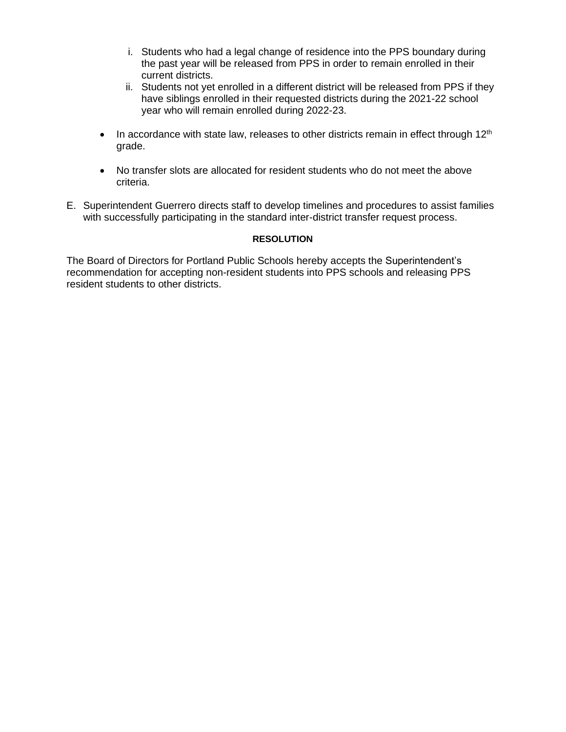i. Students who had a legal change of residence into the PPS boundary during the past year will be released from PPS in order to remain enrolled in their current districts.
   ii. Students not yet enrolled in a different district will be released from PPS if they have siblings enrolled in their requested districts during the 2021-22 school year who will remain enrolled during 2022-23.

- In accordance with state law, releases to other districts remain in effect through 12th grade.

- No transfer slots are allocated for resident students who do not meet the above criteria.

E. Superintendent Guerrero directs staff to develop timelines and procedures to assist families with successfully participating in the standard inter-district transfer request process.

**RESOLUTION**

The Board of Directors for Portland Public Schools hereby accepts the Superintendent's recommendation for accepting non-resident students into PPS schools and releasing PPS resident students to other districts.